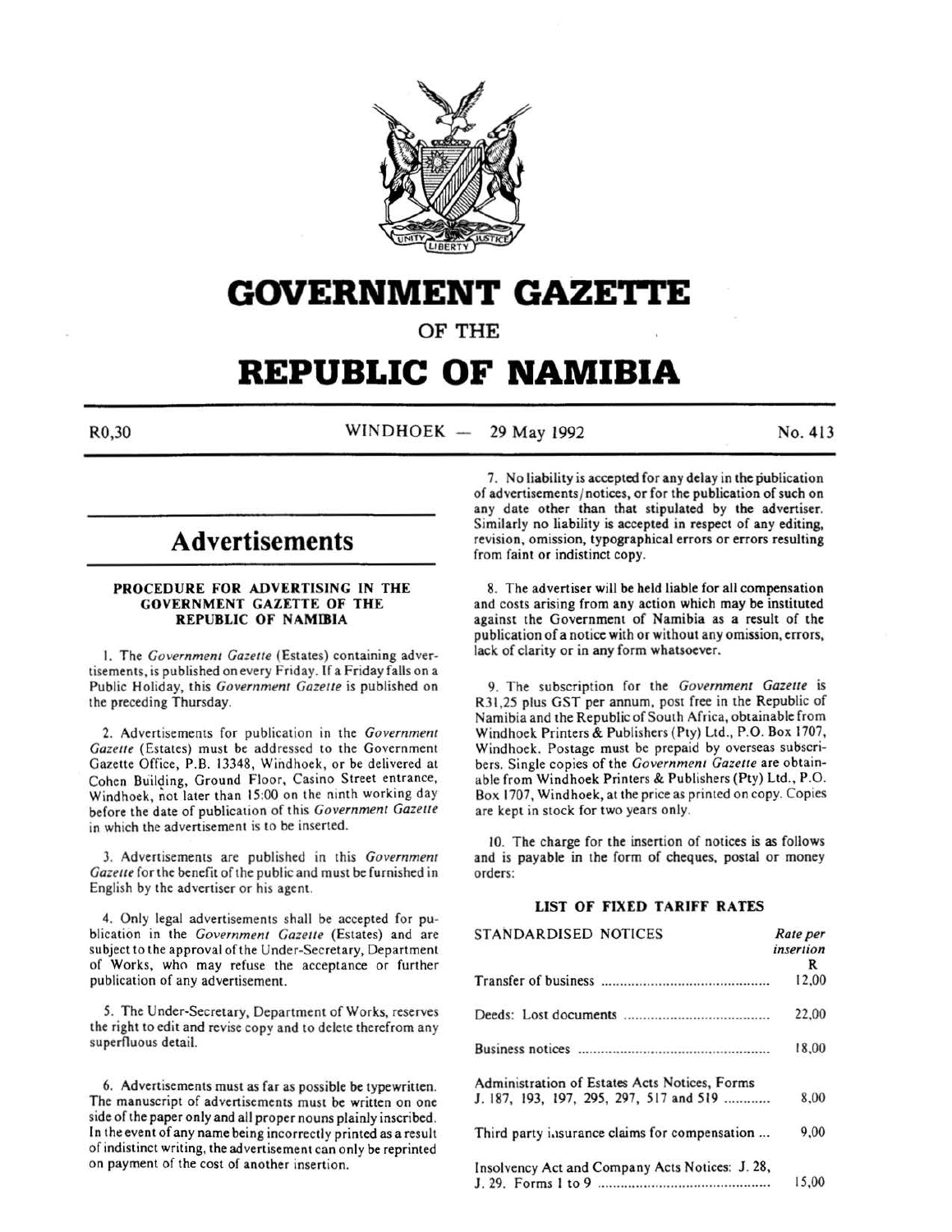# GOVERNMENT GAZETTE

OF THE

# REPUBLIC OF NAMIBIA

R0,30 | WINDHOEK — 29 May 1992 | No. 413

## Advertisements

### PROCEDURE FOR ADVERTISING IN THE GOVERNMENT GAZETTE OF THE REPUBLIC OF NAMIBIA

1. The *Government Gazette* (Estates) containing advertisements, is published on every Friday. If a Friday falls on a Public Holiday, this *Government Gazette* is published on the preceding Thursday.

2. Advertisements for publication in the *Government Gazette* (Estates) must be addressed to the Government Gazette Office, P.B. 13348, Windhoek, or be delivered at Cohen Building, Ground Floor, Casino Street entrance, Windhoek, not later than 15:00 on the ninth working day before the date of publication of this *Government Gazette* in which the advertisement is to be inserted.

3. Advertisements are published in this *Government Gazette* for the benefit of the public and must be furnished in English by the advertiser or his agent.

4. Only legal advertisements shall be accepted for publication in the *Government Gazette* (Estates) and are subject to the approval of the Under-Secretary, Department of Works, who may refuse the acceptance or further publication of any advertisement.

5. The Under-Secretary, Department of Works, reserves the right to edit and revise copy and to delete therefrom any superfluous detail.

6. Advertisements must as far as possible be typewritten. The manuscript of advertisements must be written on one side of the paper only and all proper nouns plainly inscribed. In the event of any name being incorrectly printed as a result of indistinct writing, the advertisement can only be reprinted on payment of the cost of another insertion.

7. No liability is accepted for any delay in the publication of advertisements/notices, or for the publication of such on any date other than that stipulated by the advertiser. Similarly no liability is accepted in respect of any editing, revision, omission, typographical errors or errors resulting from faint or indistinct copy.

8. The advertiser will be held liable for all compensation and costs arising from any action which may be instituted against the Government of Namibia as a result of the publication of a notice with or without any omission, errors, lack of clarity or in any form whatsoever.

9. The subscription for the *Government Gazette* is R31,25 plus GST per annum, post free in the Republic of Namibia and the Republic of South Africa, obtainable from Windhoek Printers & Publishers (Pty) Ltd., P.O. Box 1707, Windhoek. Postage must be prepaid by overseas subscribers. Single copies of the *Government Gazette* are obtainable from Windhoek Printers & Publishers (Pty) Ltd., P.O. Box 1707, Windhoek, at the price as printed on copy. Copies are kept in stock for two years only.

10. The charge for the insertion of notices is as follows and is payable in the form of cheques, postal or money orders:

#### LIST OF FIXED TARIFF RATES

| STANDARDISED NOTICES | *Rate per insertion* R |
|---|---|
| Transfer of business | 12,00 |
| Deeds: Lost documents | 22,00 |
| Business notices | 18,00 |
| Administration of Estates Acts Notices, Forms J. 187, 193, 197, 295, 297, 517 and 519 | 8,00 |
| Third party insurance claims for compensation | 9,00 |
| Insolvency Act and Company Acts Notices: J. 28, J. 29. Forms 1 to 9 | 15,00 |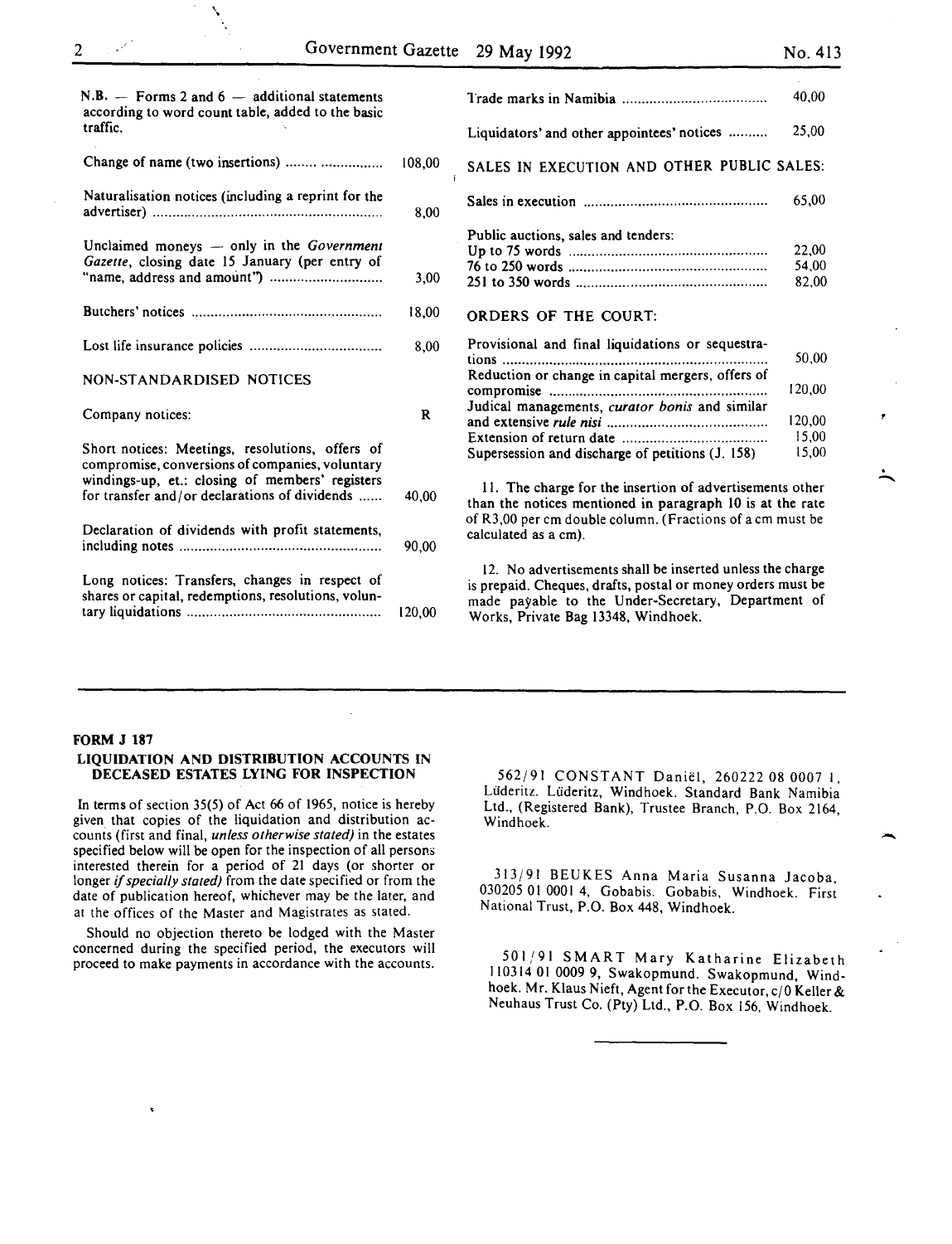N.B. — Forms 2 and 6 — additional statements according to word count table, added to the basic traffic.

| | |
|---|---|
| Change of name (two insertions) | 108,00 |
| Naturalisation notices (including a reprint for the advertiser) | 8,00 |
| Unclaimed moneys — only in the *Government Gazette*, closing date 15 January (per entry of "name, address and amount") | 3,00 |
| Butchers' notices | 18,00 |
| Lost life insurance policies | 8,00 |

NON-STANDARDISED NOTICES

| | |
|---|---|
| Company notices: | R |
| Short notices: Meetings, resolutions, offers of compromise, conversions of companies, voluntary windings-up, et.: closing of members' registers for transfer and/or declarations of dividends | 40,00 |
| Declaration of dividends with profit statements, including notes | 90,00 |
| Long notices: Transfers, changes in respect of shares or capital, redemptions, resolutions, voluntary liquidations | 120,00 |
| Trade marks in Namibia | 40,00 |
| Liquidators' and other appointees' notices | 25,00 |

SALES IN EXECUTION AND OTHER PUBLIC SALES:

| | |
|---|---|
| Sales in execution | 65,00 |
| Public auctions, sales and tenders: | |
| Up to 75 words | 22,00 |
| 76 to 250 words | 54,00 |
| 251 to 350 words | 82,00 |

ORDERS OF THE COURT:

| | |
|---|---|
| Provisional and final liquidations or sequestrations | 50,00 |
| Reduction or change in capital mergers, offers of compromise | 120,00 |
| Judical managements, *curator bonis* and similar and extensive *rule nisi* | 120,00 |
| Extension of return date | 15,00 |
| Supersession and discharge of petitions (J. 158) | 15,00 |

11. The charge for the insertion of advertisements other than the notices mentioned in paragraph 10 is at the rate of R3,00 per cm double column. (Fractions of a cm must be calculated as a cm).

12. No advertisements shall be inserted unless the charge is prepaid. Cheques, drafts, postal or money orders must be made payable to the Under-Secretary, Department of Works, Private Bag 13348, Windhoek.

---

**FORM J 187**

**LIQUIDATION AND DISTRIBUTION ACCOUNTS IN DECEASED ESTATES LYING FOR INSPECTION**

In terms of section 35(5) of Act 66 of 1965, notice is hereby given that copies of the liquidation and distribution accounts (first and final, *unless otherwise stated)* in the estates specified below will be open for the inspection of all persons interested therein for a period of 21 days (or shorter or longer *if specially stated)* from the date specified or from the date of publication hereof, whichever may be the later, and at the offices of the Master and Magistrates as stated.

Should no objection thereto be lodged with the Master concerned during the specified period, the executors will proceed to make payments in accordance with the accounts.

562/91 CONSTANT Daniël, 260222 08 0007 1, Lüderitz. Lüderitz, Windhoek. Standard Bank Namibia Ltd., (Registered Bank), Trustee Branch, P.O. Box 2164, Windhoek.

313/91 BEUKES Anna Maria Susanna Jacoba, 030205 01 0001 4, Gobabis. Gobabis, Windhoek. First National Trust, P.O. Box 448, Windhoek.

501/91 SMART Mary Katharine Elizabeth 110314 01 0009 9, Swakopmund. Swakopmund, Windhoek. Mr. Klaus Nieft, Agent for the Executor, c/0 Keller & Neuhaus Trust Co. (Pty) Ltd., P.O. Box 156, Windhoek.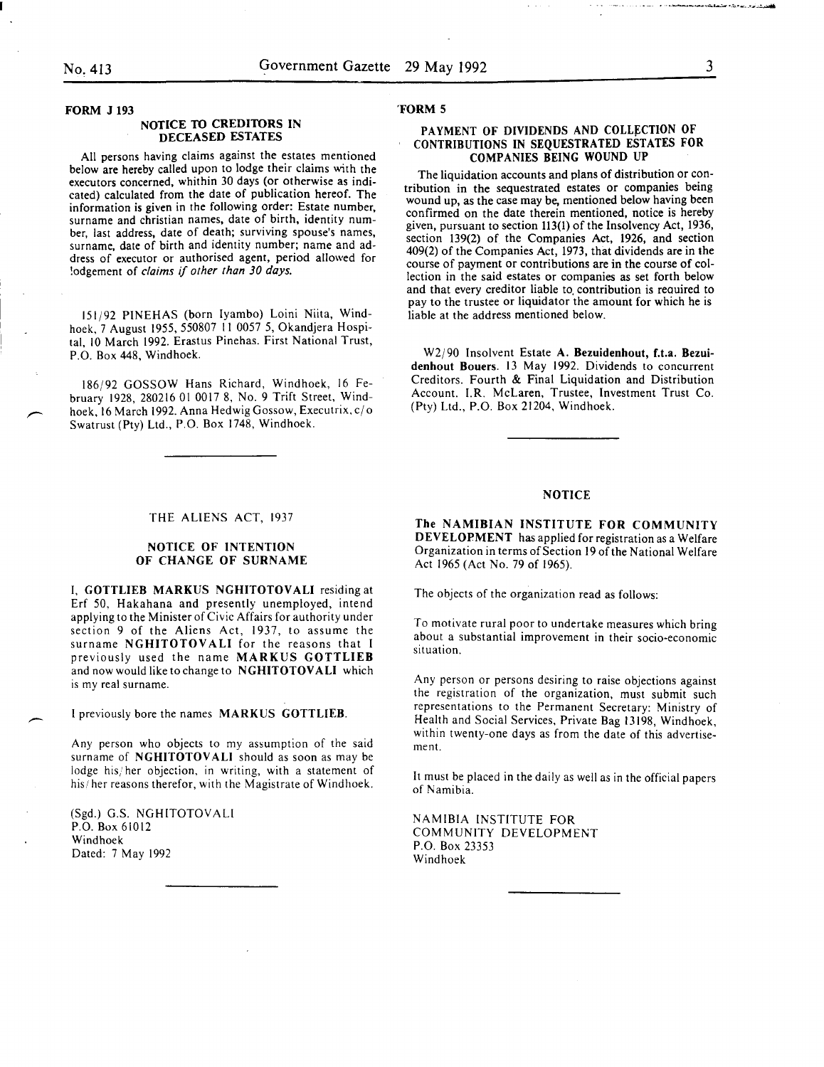## FORM J 193

### NOTICE TO CREDITORS IN DECEASED ESTATES

All persons having claims against the estates mentioned below are hereby called upon to lodge their claims with the executors concerned, whithin 30 days (or otherwise as indicated) calculated from the date of publication hereof. The information is given in the following order: Estate number, surname and christian names, date of birth, identity number, last address, date of death; surviving spouse's names, surname, date of birth and identity number; name and address of executor or authorised agent, period allowed for lodgement of *claims if other than 30 days.*

151/92 PINEHAS (born Iyambo) Loini Niita, Windhoek, 7 August 1955, 550807 11 0057 5, Okandjera Hospital, 10 March 1992. Erastus Pinehas. First National Trust, P.O. Box 448, Windhoek.

186/92 GOSSOW Hans Richard, Windhoek, 16 February 1928, 280216 01 0017 8, No. 9 Trift Street, Windhoek, 16 March 1992. Anna Hedwig Gossow, Executrix, c/o Swatrust (Pty) Ltd., P.O. Box 1748, Windhoek.

## FORM 5

### PAYMENT OF DIVIDENDS AND COLLECTION OF CONTRIBUTIONS IN SEQUESTRATED ESTATES FOR COMPANIES BEING WOUND UP

The liquidation accounts and plans of distribution or contribution in the sequestrated estates or companies being wound up, as the case may be, mentioned below having been confirmed on the date therein mentioned, notice is hereby given, pursuant to section 113(1) of the Insolvency Act, 1936, section 139(2) of the Companies Act, 1926, and section 409(2) of the Companies Act, 1973, that dividends are in the course of payment or contributions are in the course of collection in the said estates or companies as set forth below and that every creditor liable to contribution is required to pay to the trustee or liquidator the amount for which he is liable at the address mentioned below.

W2/90 Insolvent Estate **A. Bezuidenhout, f.t.a. Bezuidenhout Bouers**. 13 May 1992. Dividends to concurrent Creditors. Fourth & Final Liquidation and Distribution Account. I.R. McLaren, Trustee, Investment Trust Co. (Pty) Ltd., P.O. Box 21204, Windhoek.

THE ALIENS ACT, 1937

### NOTICE OF INTENTION OF CHANGE OF SURNAME

I, **GOTTLIEB MARKUS NGHITOTOVALI** residing at Erf 50, Hakahana and presently unemployed, intend applying to the Minister of Civic Affairs for authority under section 9 of the Aliens Act, 1937, to assume the surname **NGHITOTOVALI** for the reasons that I previously used the name **MARKUS GOTTLIEB** and now would like to change to **NGHITOTOVALI** which is my real surname.

I previously bore the names **MARKUS GOTTLIEB**.

Any person who objects to my assumption of the said surname of **NGHITOTOVALI** should as soon as may be lodge his/her objection, in writing, with a statement of his/her reasons therefor, with the Magistrate of Windhoek.

(Sgd.) G.S. NGHITOTOVALI
P.O. Box 61012
Windhoek
Dated: 7 May 1992

### NOTICE

**The NAMIBIAN INSTITUTE FOR COMMUNITY DEVELOPMENT** has applied for registration as a Welfare Organization in terms of Section 19 of the National Welfare Act 1965 (Act No. 79 of 1965).

The objects of the organization read as follows:

To motivate rural poor to undertake measures which bring about a substantial improvement in their socio-economic situation.

Any person or persons desiring to raise objections against the registration of the organization, must submit such representations to the Permanent Secretary: Ministry of Health and Social Services, Private Bag 13198, Windhoek, within twenty-one days as from the date of this advertisement.

It must be placed in the daily as well as in the official papers of Namibia.

NAMIBIA INSTITUTE FOR
COMMUNITY DEVELOPMENT
P.O. Box 23353
Windhoek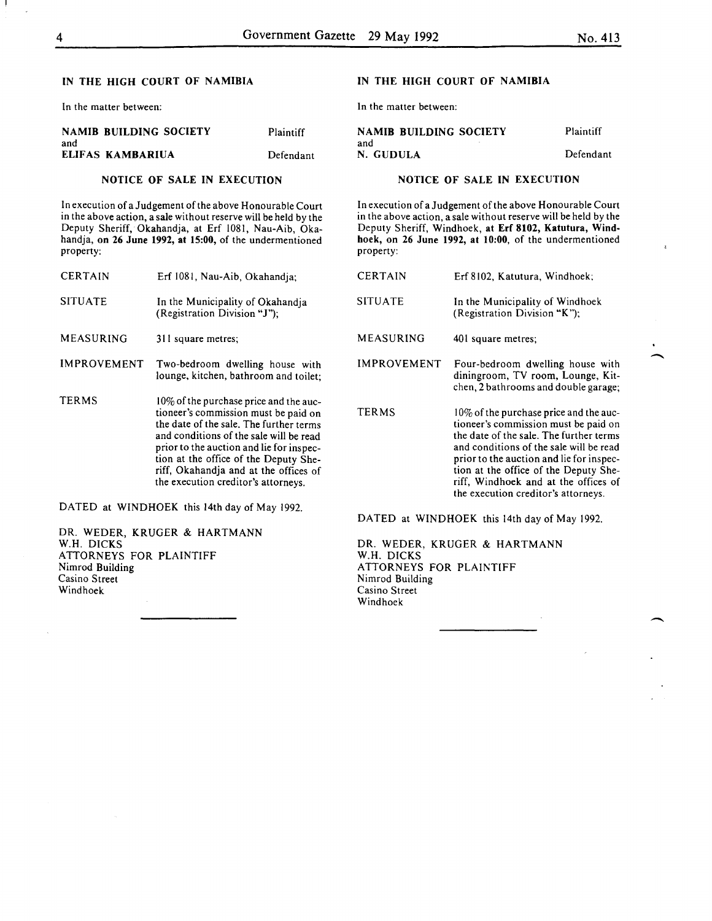**IN THE HIGH COURT OF NAMIBIA**

In the matter between:

| | |
|---|---|
| **NAMIB BUILDING SOCIETY** | Plaintiff |
| and | |
| **ELIFAS KAMBARIUA** | Defendant |

**NOTICE OF SALE IN EXECUTION**

In execution of a Judgement of the above Honourable Court in the above action, a sale without reserve will be held by the Deputy Sheriff, Okahandja, at Erf 1081, Nau-Aib, Okahandja, **on 26 June 1992, at 15:00,** of the undermentioned property:

| | |
|---|---|
| CERTAIN | Erf 1081, Nau-Aib, Okahandja; |
| SITUATE | In the Municipality of Okahandja (Registration Division "J"); |
| MEASURING | 311 square metres; |
| IMPROVEMENT | Two-bedroom dwelling house with lounge, kitchen, bathroom and toilet; |
| TERMS | 10% of the purchase price and the auctioneer's commission must be paid on the date of the sale. The further terms and conditions of the sale will be read prior to the auction and lie for inspection at the office of the Deputy Sheriff, Okahandja and at the offices of the execution creditor's attorneys. |

DATED at WINDHOEK this 14th day of May 1992.

DR. WEDER, KRUGER & HARTMANN
W.H. DICKS
ATTORNEYS FOR PLAINTIFF
Nimrod Building
Casino Street
Windhoek

---

**IN THE HIGH COURT OF NAMIBIA**

In the matter between:

| | |
|---|---|
| **NAMIB BUILDING SOCIETY** | Plaintiff |
| and | |
| **N. GUDULA** | Defendant |

**NOTICE OF SALE IN EXECUTION**

In execution of a Judgement of the above Honourable Court in the above action, a sale without reserve will be held by the Deputy Sheriff, Windhoek, **at Erf 8102, Katutura, Windhoek, on 26 June 1992, at 10:00,** of the undermentioned property:

| | |
|---|---|
| CERTAIN | Erf 8102, Katutura, Windhoek; |
| SITUATE | In the Municipality of Windhoek (Registration Division "K"); |
| MEASURING | 401 square metres; |
| IMPROVEMENT | Four-bedroom dwelling house with diningroom, TV room, Lounge, Kitchen, 2 bathrooms and double garage; |
| TERMS | 10% of the purchase price and the auctioneer's commission must be paid on the date of the sale. The further terms and conditions of the sale will be read prior to the auction and lie for inspection at the office of the Deputy Sheriff, Windhoek and at the offices of the execution creditor's attorneys. |

DATED at WINDHOEK this 14th day of May 1992.

DR. WEDER, KRUGER & HARTMANN
W.H. DICKS
ATTORNEYS FOR PLAINTIFF
Nimrod Building
Casino Street
Windhoek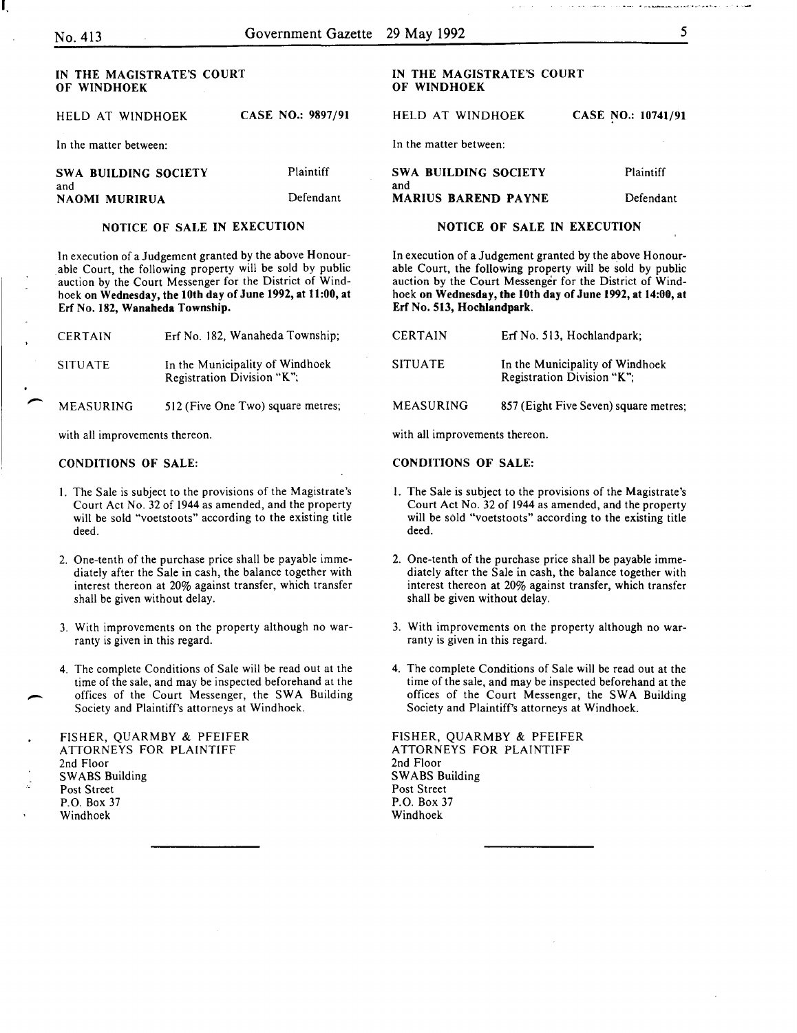IN THE MAGISTRATE'S COURT OF WINDHOEK

HELD AT WINDHOEK CASE NO.: 9897/91

In the matter between:

**SWA BUILDING SOCIETY** Plaintiff

and

**NAOMI MURIRUA** Defendant

**NOTICE OF SALE IN EXECUTION**

In execution of a Judgement granted by the above Honourable Court, the following property will be sold by public auction by the Court Messenger for the District of Windhoek **on Wednesday, the 10th day of June 1992, at 11:00, at Erf No. 182, Wanaheda Township.**

| | |
|---|---|
| CERTAIN | Erf No. 182, Wanaheda Township; |
| SITUATE | In the Municipality of Windhoek Registration Division "K"; |
| MEASURING | 512 (Five One Two) square metres; |

with all improvements thereon.

**CONDITIONS OF SALE:**

1. The Sale is subject to the provisions of the Magistrate's Court Act No. 32 of 1944 as amended, and the property will be sold "voetstoots" according to the existing title deed.
2. One-tenth of the purchase price shall be payable immediately after the Sale in cash, the balance together with interest thereon at 20% against transfer, which transfer shall be given without delay.
3. With improvements on the property although no warranty is given in this regard.
4. The complete Conditions of Sale will be read out at the time of the sale, and may be inspected beforehand at the offices of the Court Messenger, the SWA Building Society and Plaintiff's attorneys at Windhoek.

FISHER, QUARMBY & PFEIFER
ATTORNEYS FOR PLAINTIFF
2nd Floor
SWABS Building
Post Street
P.O. Box 37
Windhoek

---

IN THE MAGISTRATE'S COURT OF WINDHOEK

HELD AT WINDHOEK CASE NO.: 10741/91

In the matter between:

**SWA BUILDING SOCIETY** Plaintiff

and

**MARIUS BAREND PAYNE** Defendant

**NOTICE OF SALE IN EXECUTION**

In execution of a Judgement granted by the above Honourable Court, the following property will be sold by public auction by the Court Messenger for the District of Windhoek **on Wednesday, the 10th day of June 1992, at 14:00, at Erf No. 513, Hochlandpark.**

| | |
|---|---|
| CERTAIN | Erf No. 513, Hochlandpark; |
| SITUATE | In the Municipality of Windhoek Registration Division "K"; |
| MEASURING | 857 (Eight Five Seven) square metres; |

with all improvements thereon.

**CONDITIONS OF SALE:**

1. The Sale is subject to the provisions of the Magistrate's Court Act No. 32 of 1944 as amended, and the property will be sold "voetstoots" according to the existing title deed.
2. One-tenth of the purchase price shall be payable immediately after the Sale in cash, the balance together with interest thereon at 20% against transfer, which transfer shall be given without delay.
3. With improvements on the property although no warranty is given in this regard.
4. The complete Conditions of Sale will be read out at the time of the sale, and may be inspected beforehand at the offices of the Court Messenger, the SWA Building Society and Plaintiff's attorneys at Windhoek.

FISHER, QUARMBY & PFEIFER
ATTORNEYS FOR PLAINTIFF
2nd Floor
SWABS Building
Post Street
P.O. Box 37
Windhoek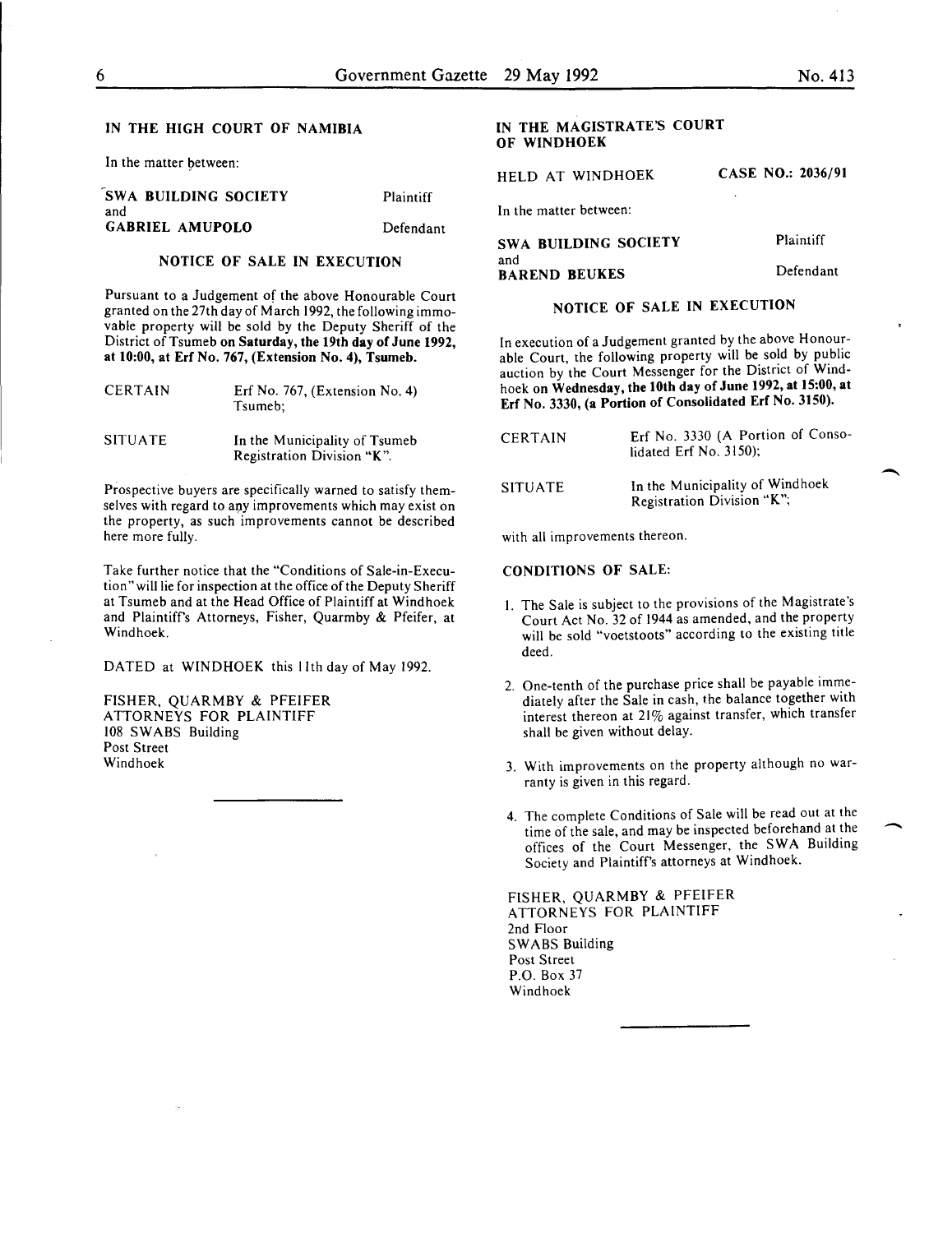## IN THE HIGH COURT OF NAMIBIA

In the matter between:

| | |
|---|---|
| **SWA BUILDING SOCIETY** | Plaintiff |
| and | |
| **GABRIEL AMUPOLO** | Defendant |

### NOTICE OF SALE IN EXECUTION

Pursuant to a Judgement of the above Honourable Court granted on the 27th day of March 1992, the following immovable property will be sold by the Deputy Sheriff of the District of Tsumeb **on Saturday, the 19th day of June 1992, at 10:00, at Erf No. 767, (Extension No. 4), Tsumeb.**

| | |
|---|---|
| CERTAIN | Erf No. 767, (Extension No. 4) Tsumeb; |
| SITUATE | In the Municipality of Tsumeb Registration Division "K". |

Prospective buyers are specifically warned to satisfy themselves with regard to any improvements which may exist on the property, as such improvements cannot be described here more fully.

Take further notice that the "Conditions of Sale-in-Execution" will lie for inspection at the office of the Deputy Sheriff at Tsumeb and at the Head Office of Plaintiff at Windhoek and Plaintiff's Attorneys, Fisher, Quarmby & Pfeifer, at Windhoek.

DATED at WINDHOEK this 11th day of May 1992.

FISHER, QUARMBY & PFEIFER
ATTORNEYS FOR PLAINTIFF
108 SWABS Building
Post Street
Windhoek

---

## IN THE MAGISTRATE'S COURT OF WINDHOEK

HELD AT WINDHOEK **CASE NO.: 2036/91**

In the matter between:

| | |
|---|---|
| **SWA BUILDING SOCIETY** | Plaintiff |
| and | |
| **BAREND BEUKES** | Defendant |

### NOTICE OF SALE IN EXECUTION

In execution of a Judgement granted by the above Honourable Court, the following property will be sold by public auction by the Court Messenger for the District of Windhoek **on Wednesday, the 10th day of June 1992, at 15:00, at Erf No. 3330, (a Portion of Consolidated Erf No. 3150).**

| | |
|---|---|
| CERTAIN | Erf No. 3330 (A Portion of Consolidated Erf No. 3150); |
| SITUATE | In the Municipality of Windhoek Registration Division "K"; |

with all improvements thereon.

**CONDITIONS OF SALE:**

1. The Sale is subject to the provisions of the Magistrate's Court Act No. 32 of 1944 as amended, and the property will be sold "voetstoots" according to the existing title deed.
2. One-tenth of the purchase price shall be payable immediately after the Sale in cash, the balance together with interest thereon at 21% against transfer, which transfer shall be given without delay.
3. With improvements on the property although no warranty is given in this regard.
4. The complete Conditions of Sale will be read out at the time of the sale, and may be inspected beforehand at the offices of the Court Messenger, the SWA Building Society and Plaintiff's attorneys at Windhoek.

FISHER, QUARMBY & PFEIFER
ATTORNEYS FOR PLAINTIFF
2nd Floor
SWABS Building
Post Street
P.O. Box 37
Windhoek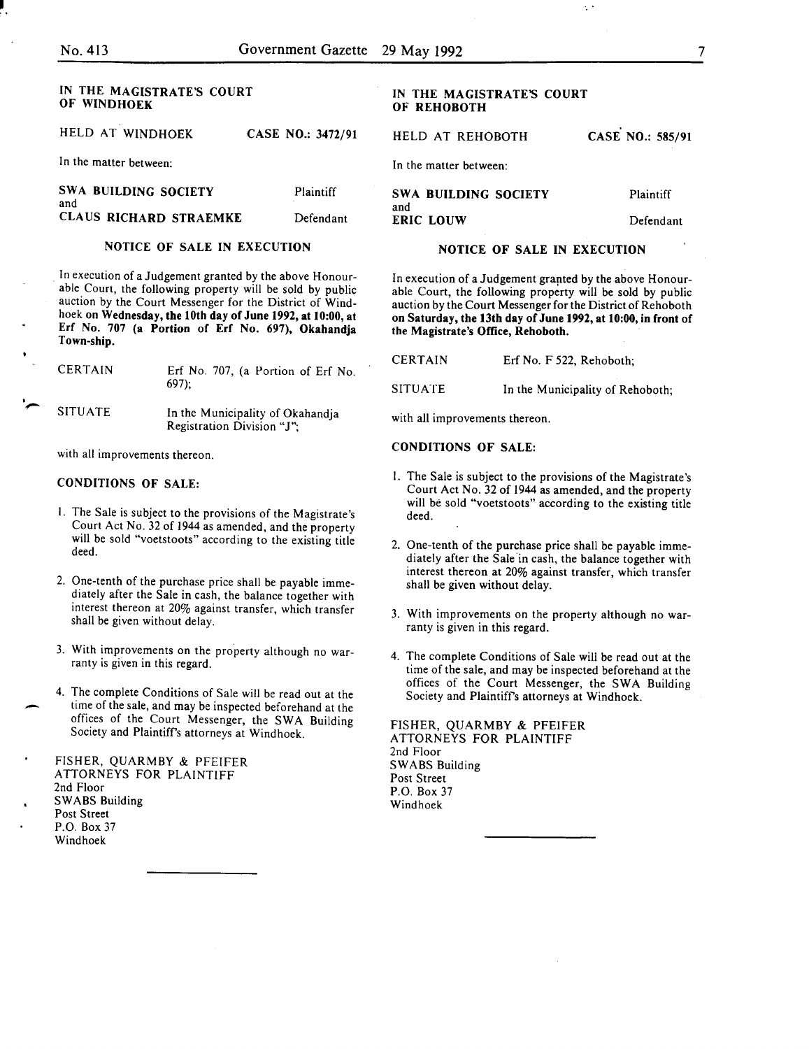**IN THE MAGISTRATE'S COURT OF WINDHOEK**

HELD AT WINDHOEK **CASE NO.: 3472/91**

In the matter between:

**SWA BUILDING SOCIETY** Plaintiff

and

**CLAUS RICHARD STRAEMKE** Defendant

**NOTICE OF SALE IN EXECUTION**

In execution of a Judgement granted by the above Honourable Court, the following property will be sold by public auction by the Court Messenger for the District of Windhoek **on Wednesday, the 10th day of June 1992, at 10:00, at Erf No. 707 (a Portion of Erf No. 697), Okahandja Town-ship.**

CERTAIN Erf No. 707, (a Portion of Erf No. 697);

SITUATE In the Municipality of Okahandja Registration Division "J";

with all improvements thereon.

**CONDITIONS OF SALE:**

1. The Sale is subject to the provisions of the Magistrate's Court Act No. 32 of 1944 as amended, and the property will be sold "voetstoots" according to the existing title deed.
2. One-tenth of the purchase price shall be payable immediately after the Sale in cash, the balance together with interest thereon at 20% against transfer, which transfer shall be given without delay.
3. With improvements on the property although no warranty is given in this regard.
4. The complete Conditions of Sale will be read out at the time of the sale, and may be inspected beforehand at the offices of the Court Messenger, the SWA Building Society and Plaintiff's attorneys at Windhoek.

FISHER, QUARMBY & PFEIFER
ATTORNEYS FOR PLAINTIFF
2nd Floor
SWABS Building
Post Street
P.O. Box 37
Windhoek

---

**IN THE MAGISTRATE'S COURT OF REHOBOTH**

HELD AT REHOBOTH **CASE NO.: 585/91**

In the matter between:

**SWA BUILDING SOCIETY** Plaintiff

and

**ERIC LOUW** Defendant

**NOTICE OF SALE IN EXECUTION**

In execution of a Judgement granted by the above Honourable Court, the following property will be sold by public auction by the Court Messenger for the District of Rehoboth **on Saturday, the 13th day of June 1992, at 10:00, in front of the Magistrate's Office, Rehoboth.**

CERTAIN Erf No. F 522, Rehoboth;

SITUATE In the Municipality of Rehoboth;

with all improvements thereon.

**CONDITIONS OF SALE:**

1. The Sale is subject to the provisions of the Magistrate's Court Act No. 32 of 1944 as amended, and the property will be sold "voetstoots" according to the existing title deed.
2. One-tenth of the purchase price shall be payable immediately after the Sale in cash, the balance together with interest thereon at 20% against transfer, which transfer shall be given without delay.
3. With improvements on the property although no warranty is given in this regard.
4. The complete Conditions of Sale will be read out at the time of the sale, and may be inspected beforehand at the offices of the Court Messenger, the SWA Building Society and Plaintiff's attorneys at Windhoek.

FISHER, QUARMBY & PFEIFER
ATTORNEYS FOR PLAINTIFF
2nd Floor
SWABS Building
Post Street
P.O. Box 37
Windhoek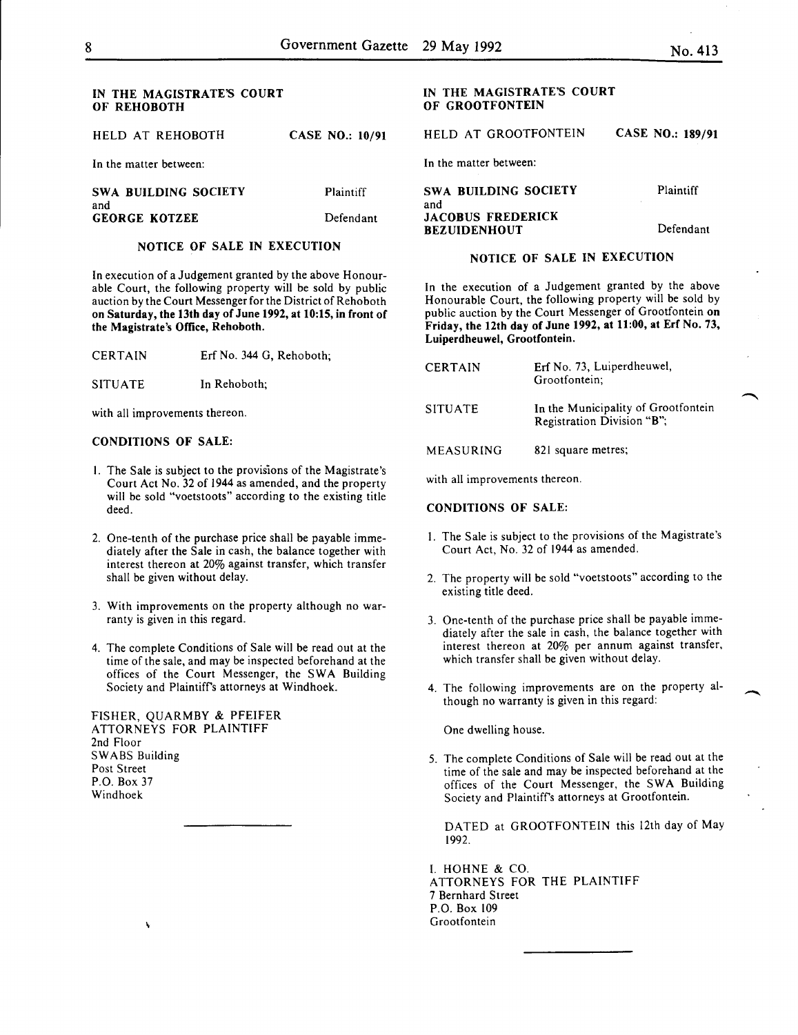**IN THE MAGISTRATE'S COURT OF REHOBOTH**

HELD AT REHOBOTH **CASE NO.: 10/91**

In the matter between:

**SWA BUILDING SOCIETY** Plaintiff

and

**GEORGE KOTZEE** Defendant

**NOTICE OF SALE IN EXECUTION**

In execution of a Judgement granted by the above Honourable Court, the following property will be sold by public auction by the Court Messenger for the District of Rehoboth **on Saturday, the 13th day of June 1992, at 10:15, in front of the Magistrate's Office, Rehoboth.**

CERTAIN Erf No. 344 G, Rehoboth;

SITUATE In Rehoboth;

with all improvements thereon.

**CONDITIONS OF SALE:**

1. The Sale is subject to the provisions of the Magistrate's Court Act No. 32 of 1944 as amended, and the property will be sold "voetstoots" according to the existing title deed.
2. One-tenth of the purchase price shall be payable immediately after the Sale in cash, the balance together with interest thereon at 20% against transfer, which transfer shall be given without delay.
3. With improvements on the property although no warranty is given in this regard.
4. The complete Conditions of Sale will be read out at the time of the sale, and may be inspected beforehand at the offices of the Court Messenger, the SWA Building Society and Plaintiff's attorneys at Windhoek.

FISHER, QUARMBY & PFEIFER
ATTORNEYS FOR PLAINTIFF
2nd Floor
SWABS Building
Post Street
P.O. Box 37
Windhoek

---

**IN THE MAGISTRATE'S COURT OF GROOTFONTEIN**

HELD AT GROOTFONTEIN **CASE NO.: 189/91**

In the matter between:

**SWA BUILDING SOCIETY** Plaintiff

and

**JACOBUS FREDERICK BEZUIDENHOUT** Defendant

**NOTICE OF SALE IN EXECUTION**

In the execution of a Judgement granted by the above Honourable Court, the following property will be sold by public auction by the Court Messenger of Grootfontein **on Friday, the 12th day of June 1992, at 11:00, at Erf No. 73, Luiperdheuwel, Grootfontein.**

CERTAIN Erf No. 73, Luiperdheuwel, Grootfontein;

SITUATE In the Municipality of Grootfontein Registration Division "B";

MEASURING 821 square metres;

with all improvements thereon.

**CONDITIONS OF SALE:**

1. The Sale is subject to the provisions of the Magistrate's Court Act, No. 32 of 1944 as amended.
2. The property will be sold "voetstoots" according to the existing title deed.
3. One-tenth of the purchase price shall be payable immediately after the sale in cash, the balance together with interest thereon at 20% per annum against transfer, which transfer shall be given without delay.
4. The following improvements are on the property although no warranty is given in this regard:

   One dwelling house.

5. The complete Conditions of Sale will be read out at the time of the sale and may be inspected beforehand at the offices of the Court Messenger, the SWA Building Society and Plaintiff's attorneys at Grootfontein.

DATED at GROOTFONTEIN this 12th day of May 1992.

I. HOHNE & CO.
ATTORNEYS FOR THE PLAINTIFF
7 Bernhard Street
P.O. Box 109
Grootfontein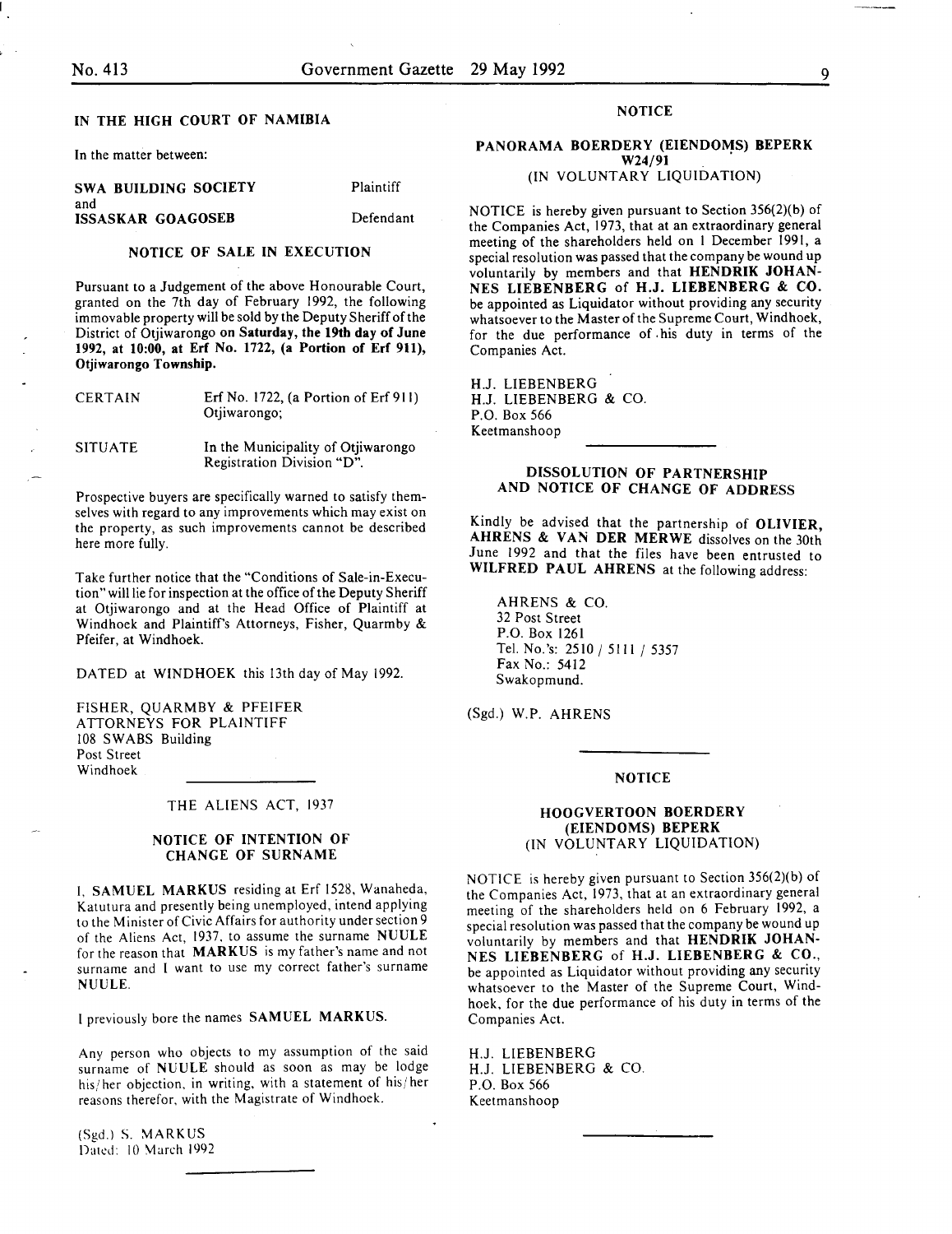**IN THE HIGH COURT OF NAMIBIA**

In the matter between:

| | |
|---|---|
| **SWA BUILDING SOCIETY** | Plaintiff |
| and | |
| **ISSASKAR GOAGOSEB** | Defendant |

**NOTICE OF SALE IN EXECUTION**

Pursuant to a Judgement of the above Honourable Court, granted on the 7th day of February 1992, the following immovable property will be sold by the Deputy Sheriff of the District of Otjiwarongo **on Saturday, the 19th day of June 1992, at 10:00, at Erf No. 1722, (a Portion of Erf 911), Otjiwarongo Township.**

| | |
|---|---|
| CERTAIN | Erf No. 1722, (a Portion of Erf 911) Otjiwarongo; |
| SITUATE | In the Municipality of Otjiwarongo Registration Division "D". |

Prospective buyers are specifically warned to satisfy themselves with regard to any improvements which may exist on the property, as such improvements cannot be described here more fully.

Take further notice that the "Conditions of Sale-in-Execution" will lie for inspection at the office of the Deputy Sheriff at Otjiwarongo and at the Head Office of Plaintiff at Windhoek and Plaintiff's Attorneys, Fisher, Quarmby & Pfeifer, at Windhoek.

DATED at WINDHOEK this 13th day of May 1992.

FISHER, QUARMBY & PFEIFER
ATTORNEYS FOR PLAINTIFF
108 SWABS Building
Post Street
Windhoek

---

THE ALIENS ACT, 1937

**NOTICE OF INTENTION OF CHANGE OF SURNAME**

I, **SAMUEL MARKUS** residing at Erf 1528, Wanaheda, Katutura and presently being unemployed, intend applying to the Minister of Civic Affairs for authority under section 9 of the Aliens Act, 1937, to assume the surname **NUULE** for the reason that **MARKUS** is my father's name and not surname and I want to use my correct father's surname **NUULE**.

I previously bore the names **SAMUEL MARKUS**.

Any person who objects to my assumption of the said surname of **NUULE** should as soon as may be lodge his/her objection, in writing, with a statement of his/her reasons therefor, with the Magistrate of Windhoek.

(Sgd.) S. MARKUS
Dated: 10 March 1992

---

**NOTICE**

**PANORAMA BOERDERY (EIENDOMS) BEPERK**
**W24/91**
(IN VOLUNTARY LIQUIDATION)

NOTICE is hereby given pursuant to Section 356(2)(b) of the Companies Act, 1973, that at an extraordinary general meeting of the shareholders held on 1 December 1991, a special resolution was passed that the company be wound up voluntarily by members and that **HENDRIK JOHANNES LIEBENBERG** of **H.J. LIEBENBERG & CO.** be appointed as Liquidator without providing any security whatsoever to the Master of the Supreme Court, Windhoek, for the due performance of his duty in terms of the Companies Act.

H.J. LIEBENBERG
H.J. LIEBENBERG & CO.
P.O. Box 566
Keetmanshoop

---

**DISSOLUTION OF PARTNERSHIP AND NOTICE OF CHANGE OF ADDRESS**

Kindly be advised that the partnership of **OLIVIER, AHRENS & VAN DER MERWE** dissolves on the 30th June 1992 and that the files have been entrusted to **WILFRED PAUL AHRENS** at the following address:

AHRENS & CO.
32 Post Street
P.O. Box 1261
Tel. No.'s: 2510 / 5111 / 5357
Fax No.: 5412
Swakopmund.

(Sgd.) W.P. AHRENS

---

**NOTICE**

**HOOGVERTOON BOERDERY (EIENDOMS) BEPERK**
(IN VOLUNTARY LIQUIDATION)

NOTICE is hereby given pursuant to Section 356(2)(b) of the Companies Act, 1973, that at an extraordinary general meeting of the shareholders held on 6 February 1992, a special resolution was passed that the company be wound up voluntarily by members and that **HENDRIK JOHANNES LIEBENBERG** of **H.J. LIEBENBERG & CO.**, be appointed as Liquidator without providing any security whatsoever to the Master of the Supreme Court, Windhoek, for the due performance of his duty in terms of the Companies Act.

H.J. LIEBENBERG
H.J. LIEBENBERG & CO.
P.O. Box 566
Keetmanshoop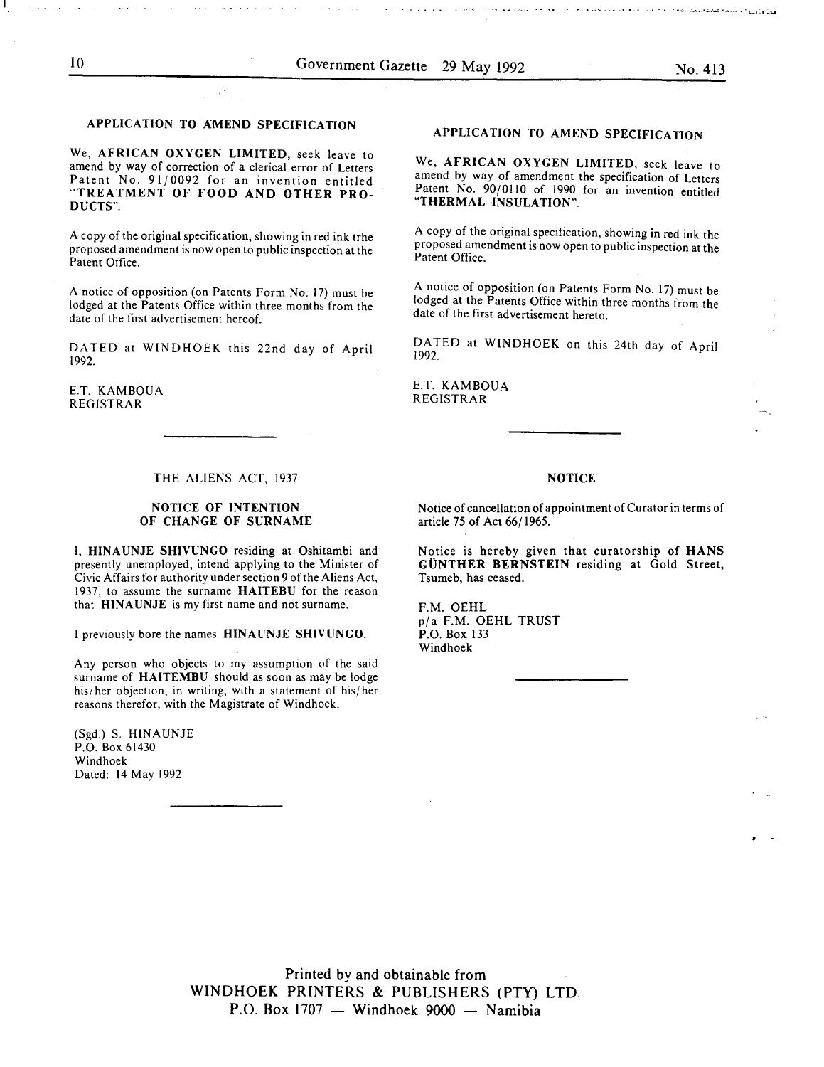### APPLICATION TO AMEND SPECIFICATION

We, **AFRICAN OXYGEN LIMITED**, seek leave to amend by way of correction of a clerical error of Letters Patent No. 91/0092 for an invention entitled **"TREATMENT OF FOOD AND OTHER PRODUCTS"**.

A copy of the original specification, showing in red ink trhe proposed amendment is now open to public inspection at the Patent Office.

A notice of opposition (on Patents Form No. 17) must be lodged at the Patents Office within three months from the date of the first advertisement hereof.

DATED at WINDHOEK this 22nd day of April 1992.

E.T. KAMBOUA
REGISTRAR

---

THE ALIENS ACT, 1937

### NOTICE OF INTENTION OF CHANGE OF SURNAME

I, **HINAUNJE SHIVUNGO** residing at Oshitambi and presently unemployed, intend applying to the Minister of Civic Affairs for authority under section 9 of the Aliens Act, 1937, to assume the surname **HAITEBU** for the reason that **HINAUNJE** is my first name and not surname.

I previously bore the names **HINAUNJE SHIVUNGO**.

Any person who objects to my assumption of the said surname of **HAITEMBU** should as soon as may be lodge his/her objection, in writing, with a statement of his/her reasons therefor, with the Magistrate of Windhoek.

(Sgd.) S. HINAUNJE
P.O. Box 61430
Windhoek
Dated: 14 May 1992

---

### APPLICATION TO AMEND SPECIFICATION

We, **AFRICAN OXYGEN LIMITED**, seek leave to amend by way of amendment the specification of Letters Patent No. 90/0110 of 1990 for an invention entitled **"THERMAL INSULATION"**.

A copy of the original specification, showing in red ink the proposed amendment is now open to public inspection at the Patent Office.

A notice of opposition (on Patents Form No. 17) must be lodged at the Patents Office within three months from the date of the first advertisement hereto.

DATED at WINDHOEK on this 24th day of April 1992.

E.T. KAMBOUA
REGISTRAR

---

### NOTICE

Notice of cancellation of appointment of Curator in terms of article 75 of Act 66/1965.

Notice is hereby given that curatorship of **HANS GÜNTHER BERNSTEIN** residing at Gold Street, Tsumeb, has ceased.

F.M. OEHL
p/a F.M. OEHL TRUST
P.O. Box 133
Windhoek

---

Printed by and obtainable from
WINDHOEK PRINTERS & PUBLISHERS (PTY) LTD.
P.O. Box 1707 — Windhoek 9000 — Namibia